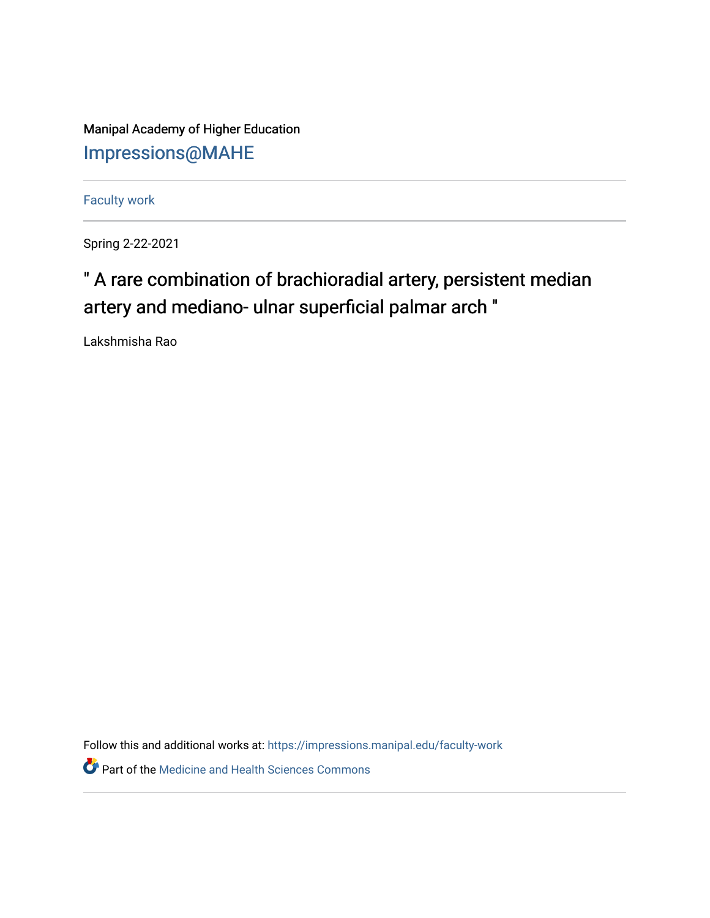Manipal Academy of Higher Education

Impressions@MAHE

Faculty work

Spring 2-22-2021

# " A rare combination of brachioradial artery, persistent median artery and mediano- ulnar superficial palmar arch "

Lakshmisha Rao

Follow this and additional works at: https://impressions.manipal.edu/faculty-work

Part of the Medicine and Health Sciences Commons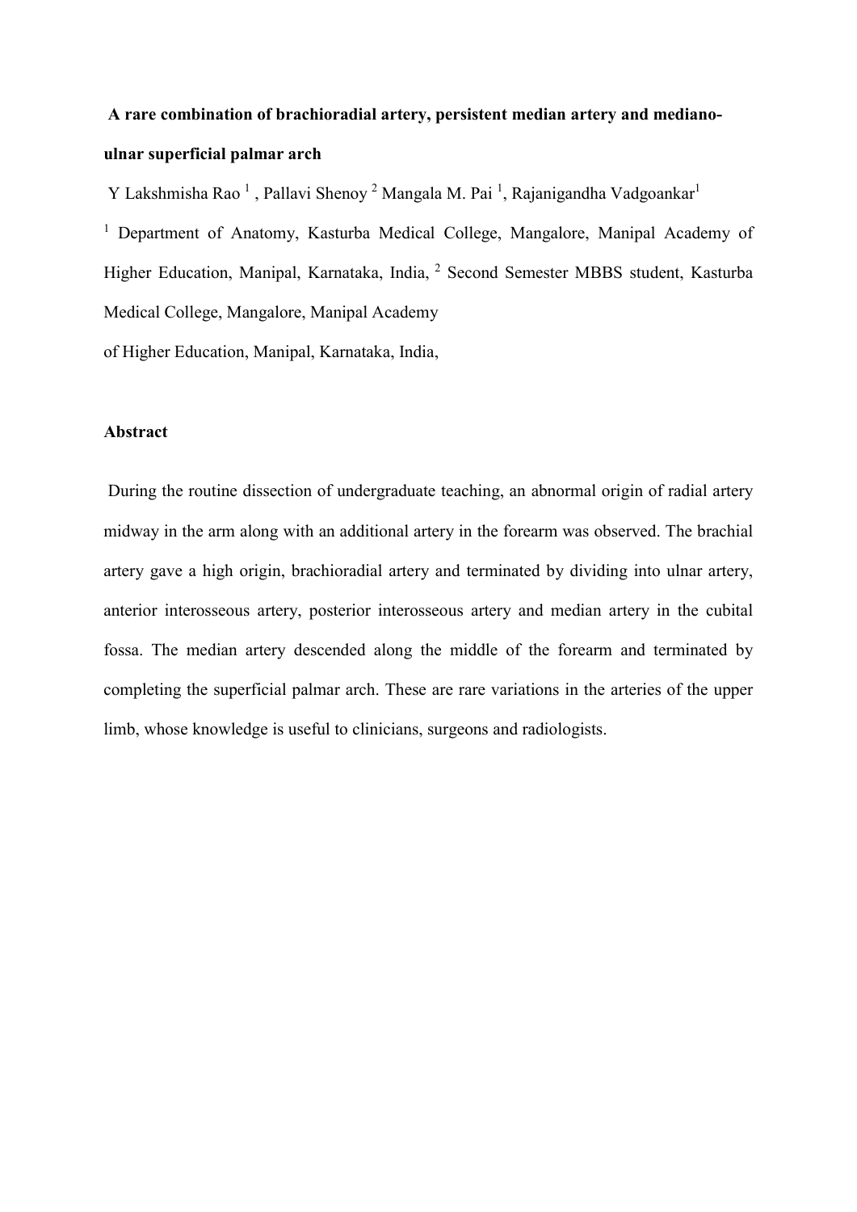**A rare combination of brachioradial artery, persistent median artery and mediano-ulnar superficial palmar arch**

Y Lakshmisha Rao [1] , Pallavi Shenoy [2] Mangala M. Pai [1], Rajanigandha Vadgoankar[1]

[1] Department of Anatomy, Kasturba Medical College, Mangalore, Manipal Academy of Higher Education, Manipal, Karnataka, India, [2] Second Semester MBBS student, Kasturba Medical College, Mangalore, Manipal Academy of Higher Education, Manipal, Karnataka, India,

**Abstract**

During the routine dissection of undergraduate teaching, an abnormal origin of radial artery midway in the arm along with an additional artery in the forearm was observed. The brachial artery gave a high origin, brachioradial artery and terminated by dividing into ulnar artery, anterior interosseous artery, posterior interosseous artery and median artery in the cubital fossa. The median artery descended along the middle of the forearm and terminated by completing the superficial palmar arch. These are rare variations in the arteries of the upper limb, whose knowledge is useful to clinicians, surgeons and radiologists.